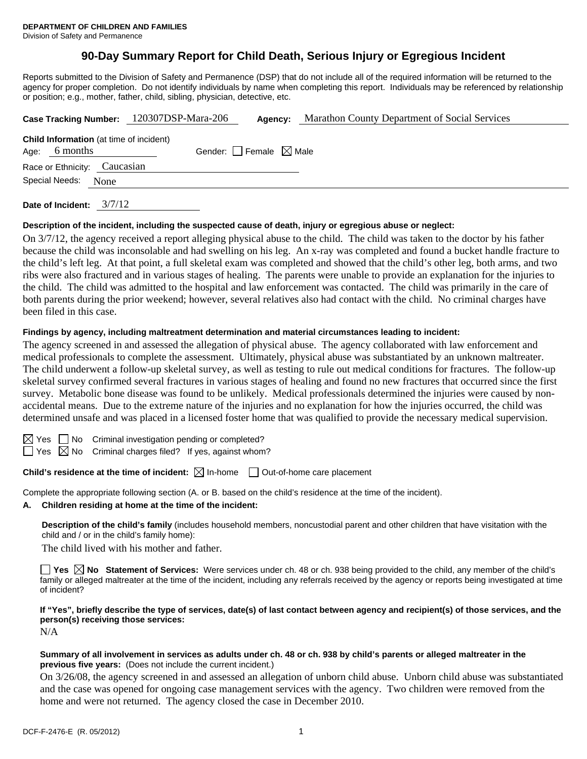**DEPARTMENT OF CHILDREN AND FAMILIES**
Division of Safety and Permanence

# 90-Day Summary Report for Child Death, Serious Injury or Egregious Incident

Reports submitted to the Division of Safety and Permanence (DSP) that do not include all of the required information will be returned to the agency for proper completion. Do not identify individuals by name when completing this report. Individuals may be referenced by relationship or position; e.g., mother, father, child, sibling, physician, detective, etc.

**Case Tracking Number:** 120307DSP-Mara-206 **Agency:** Marathon County Department of Social Services

**Child Information** (at time of incident)

Age: 6 months Gender: ☐ Female ☒ Male

Race or Ethnicity: Caucasian

Special Needs: None

**Date of Incident:** 3/7/12

**Description of the incident, including the suspected cause of death, injury or egregious abuse or neglect:**

On 3/7/12, the agency received a report alleging physical abuse to the child. The child was taken to the doctor by his father because the child was inconsolable and had swelling on his leg. An x-ray was completed and found a bucket handle fracture to the child's left leg. At that point, a full skeletal exam was completed and showed that the child's other leg, both arms, and two ribs were also fractured and in various stages of healing. The parents were unable to provide an explanation for the injuries to the child. The child was admitted to the hospital and law enforcement was contacted. The child was primarily in the care of both parents during the prior weekend; however, several relatives also had contact with the child. No criminal charges have been filed in this case.

**Findings by agency, including maltreatment determination and material circumstances leading to incident:**

The agency screened in and assessed the allegation of physical abuse. The agency collaborated with law enforcement and medical professionals to complete the assessment. Ultimately, physical abuse was substantiated by an unknown maltreater. The child underwent a follow-up skeletal survey, as well as testing to rule out medical conditions for fractures. The follow-up skeletal survey confirmed several fractures in various stages of healing and found no new fractures that occurred since the first survey. Metabolic bone disease was found to be unlikely. Medical professionals determined the injuries were caused by non-accidental means. Due to the extreme nature of the injuries and no explanation for how the injuries occurred, the child was determined unsafe and was placed in a licensed foster home that was qualified to provide the necessary medical supervision.

☒ Yes ☐ No Criminal investigation pending or completed?
☐ Yes ☒ No Criminal charges filed? If yes, against whom?

**Child's residence at the time of incident:** ☒ In-home ☐ Out-of-home care placement

Complete the appropriate following section (A. or B. based on the child's residence at the time of the incident).

**A. Children residing at home at the time of the incident:**

**Description of the child's family** (includes household members, noncustodial parent and other children that have visitation with the child and / or in the child's family home):

The child lived with his mother and father.

☐ **Yes** ☒ **No Statement of Services:** Were services under ch. 48 or ch. 938 being provided to the child, any member of the child's family or alleged maltreater at the time of the incident, including any referrals received by the agency or reports being investigated at time of incident?

**If "Yes", briefly describe the type of services, date(s) of last contact between agency and recipient(s) of those services, and the person(s) receiving those services:**

N/A

**Summary of all involvement in services as adults under ch. 48 or ch. 938 by child's parents or alleged maltreater in the previous five years:** (Does not include the current incident.)

On 3/26/08, the agency screened in and assessed an allegation of unborn child abuse. Unborn child abuse was substantiated and the case was opened for ongoing case management services with the agency. Two children were removed from the home and were not returned. The agency closed the case in December 2010.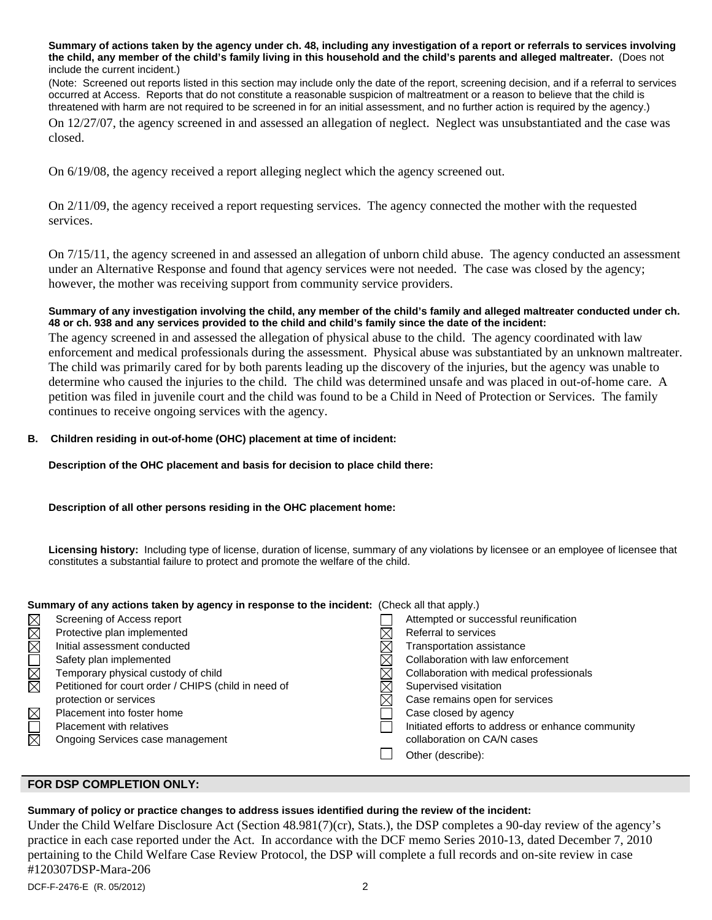**Summary of actions taken by the agency under ch. 48, including any investigation of a report or referrals to services involving the child, any member of the child's family living in this household and the child's parents and alleged maltreater.** (Does not include the current incident.)

(Note: Screened out reports listed in this section may include only the date of the report, screening decision, and if a referral to services occurred at Access. Reports that do not constitute a reasonable suspicion of maltreatment or a reason to believe that the child is threatened with harm are not required to be screened in for an initial assessment, and no further action is required by the agency.)

On 12/27/07, the agency screened in and assessed an allegation of neglect. Neglect was unsubstantiated and the case was closed.

On 6/19/08, the agency received a report alleging neglect which the agency screened out.

On 2/11/09, the agency received a report requesting services. The agency connected the mother with the requested services.

On 7/15/11, the agency screened in and assessed an allegation of unborn child abuse. The agency conducted an assessment under an Alternative Response and found that agency services were not needed. The case was closed by the agency; however, the mother was receiving support from community service providers.

**Summary of any investigation involving the child, any member of the child's family and alleged maltreater conducted under ch. 48 or ch. 938 and any services provided to the child and child's family since the date of the incident:**

The agency screened in and assessed the allegation of physical abuse to the child. The agency coordinated with law enforcement and medical professionals during the assessment. Physical abuse was substantiated by an unknown maltreater. The child was primarily cared for by both parents leading up the discovery of the injuries, but the agency was unable to determine who caused the injuries to the child. The child was determined unsafe and was placed in out-of-home care. A petition was filed in juvenile court and the child was found to be a Child in Need of Protection or Services. The family continues to receive ongoing services with the agency.

**B. Children residing in out-of-home (OHC) placement at time of incident:**

**Description of the OHC placement and basis for decision to place child there:**

**Description of all other persons residing in the OHC placement home:**

**Licensing history:** Including type of license, duration of license, summary of any violations by licensee or an employee of licensee that constitutes a substantial failure to protect and promote the welfare of the child.

**Summary of any actions taken by agency in response to the incident:** (Check all that apply.)

- ☒ Screening of Access report
- ☒ Protective plan implemented
- ☒ Initial assessment conducted
- ☐ Safety plan implemented
- ☒ Temporary physical custody of child
- ☒ Petitioned for court order / CHIPS (child in need of protection or services
- ☒ Placement into foster home
- ☐ Placement with relatives
- ☒ Ongoing Services case management
- ☐ Attempted or successful reunification
- ☒ Referral to services
- ☒ Transportation assistance
- ☒ Collaboration with law enforcement
- ☒ Collaboration with medical professionals
- ☒ Supervised visitation
- ☒ Case remains open for services
- ☐ Case closed by agency
- ☐ Initiated efforts to address or enhance community collaboration on CA/N cases
- ☐ Other (describe):

## FOR DSP COMPLETION ONLY:

**Summary of policy or practice changes to address issues identified during the review of the incident:**

Under the Child Welfare Disclosure Act (Section 48.981(7)(cr), Stats.), the DSP completes a 90-day review of the agency's practice in each case reported under the Act. In accordance with the DCF memo Series 2010-13, dated December 7, 2010 pertaining to the Child Welfare Case Review Protocol, the DSP will complete a full records and on-site review in case #120307DSP-Mara-206

DCF-F-2476-E (R. 05/2012)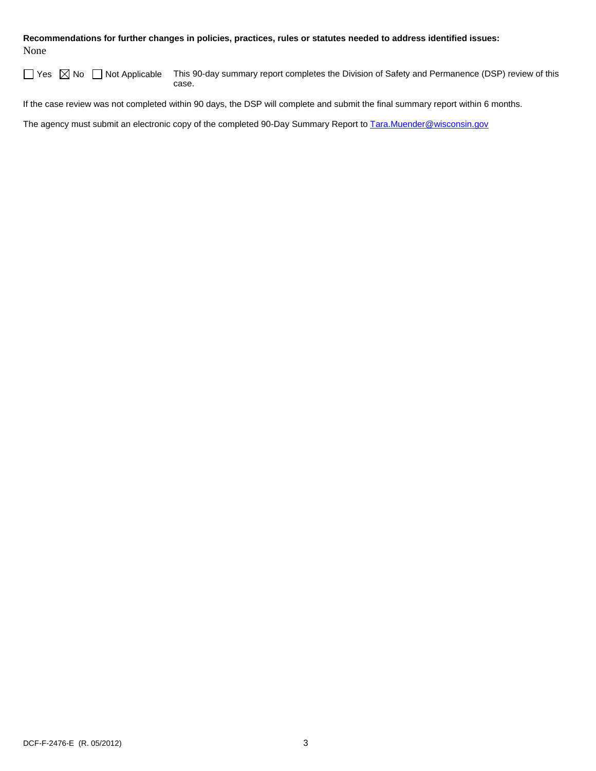**Recommendations for further changes in policies, practices, rules or statutes needed to address identified issues:**
None

☐ Yes ☒ No ☐ Not Applicable This 90-day summary report completes the Division of Safety and Permanence (DSP) review of this case.

If the case review was not completed within 90 days, the DSP will complete and submit the final summary report within 6 months.

The agency must submit an electronic copy of the completed 90-Day Summary Report to [Tara.Muender@wisconsin.gov](mailto:Tara.Muender@wisconsin.gov)

DCF-F-2476-E (R. 05/2012)